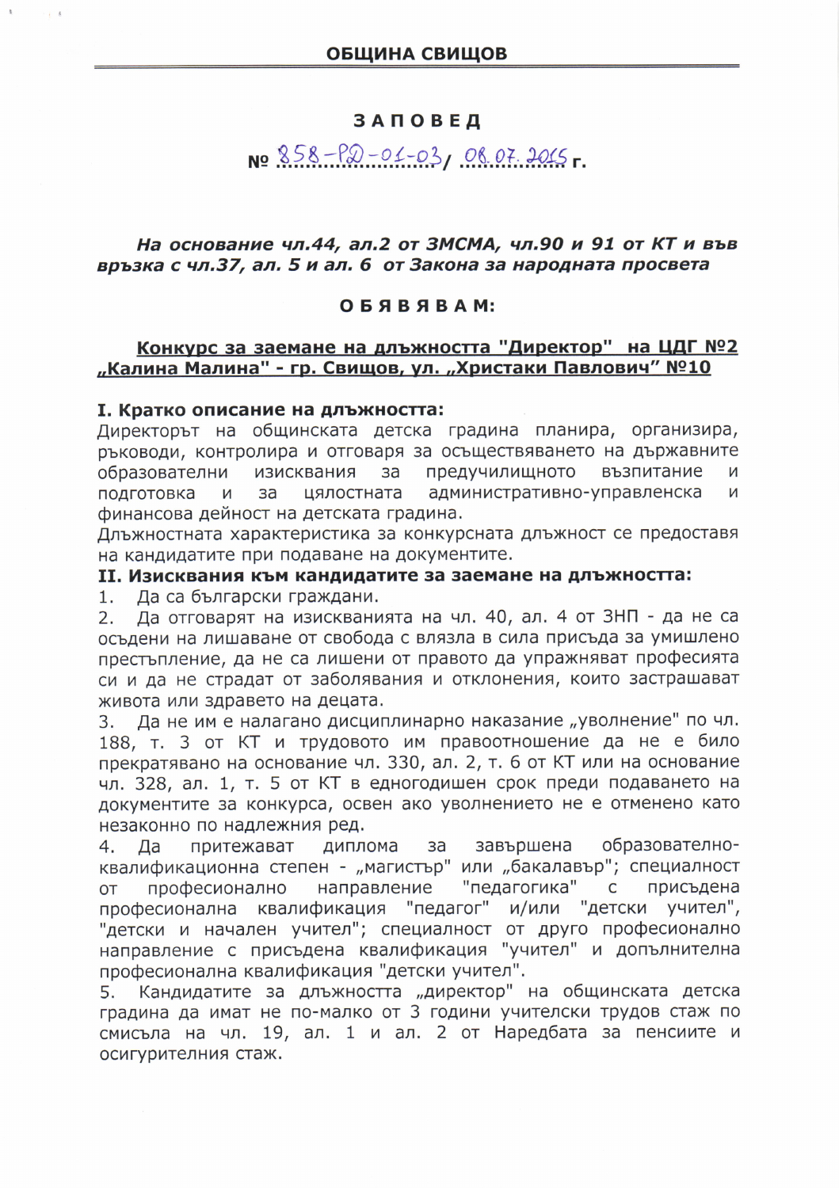## ОБЩИНА СВИЩОВ

# З А П О В Е Д

**№ 858-РД-01-03/ 08.07.2015 г.**

***На основание чл.44, ал.2 от ЗМСМА, чл.90 и 91 от КТ и във връзка с чл.37, ал. 5 и ал. 6 от Закона за народната просвета***

**О Б Я В Я В А М:**

**Конкурс за заемане на длъжността "Директор" на ЦДГ №2 „Калина Малина" - гр. Свищов, ул. „Христаки Павлович" №10**

### I. Кратко описание на длъжността:

Директорът на общинската детска градина планира, организира, ръководи, контролира и отговаря за осъществяването на държавните образователни изисквания за предучилищното възпитание и подготовка и за цялостната административно-управленска и финансова дейност на детската градина.

Длъжностната характеристика за конкурсната длъжност се предоставя на кандидатите при подаване на документите.

### II. Изисквания към кандидатите за заемане на длъжността:

1. Да са български граждани.
2. Да отговарят на изискванията на чл. 40, ал. 4 от ЗНП - да не са осъдени на лишаване от свобода с влязла в сила присъда за умишлено престъпление, да не са лишени от правото да упражняват професията си и да не страдат от заболявания и отклонения, които застрашават живота или здравето на децата.
3. Да не им е налагано дисциплинарно наказание „уволнение" по чл. 188, т. 3 от КТ и трудовото им правоотношение да не е било прекратявано на основание чл. 330, ал. 2, т. 6 от КТ или на основание чл. 328, ал. 1, т. 5 от КТ в едногодишен срок преди подаването на документите за конкурса, освен ако уволнението не е отменено като незаконно по надлежния ред.
4. Да притежават диплома за завършена образователно-квалификационна степен - „магистър" или „бакалавър"; специалност от професионално направление "педагогика" с присъдена професионална квалификация "педагог" и/или "детски учител", "детски и начален учител"; специалност от друго професионално направление с присъдена квалификация "учител" и допълнителна професионална квалификация "детски учител".
5. Кандидатите за длъжността „директор" на общинската детска градина да имат не по-малко от 3 години учителски трудов стаж по смисъла на чл. 19, ал. 1 и ал. 2 от Наредбата за пенсиите и осигурителния стаж.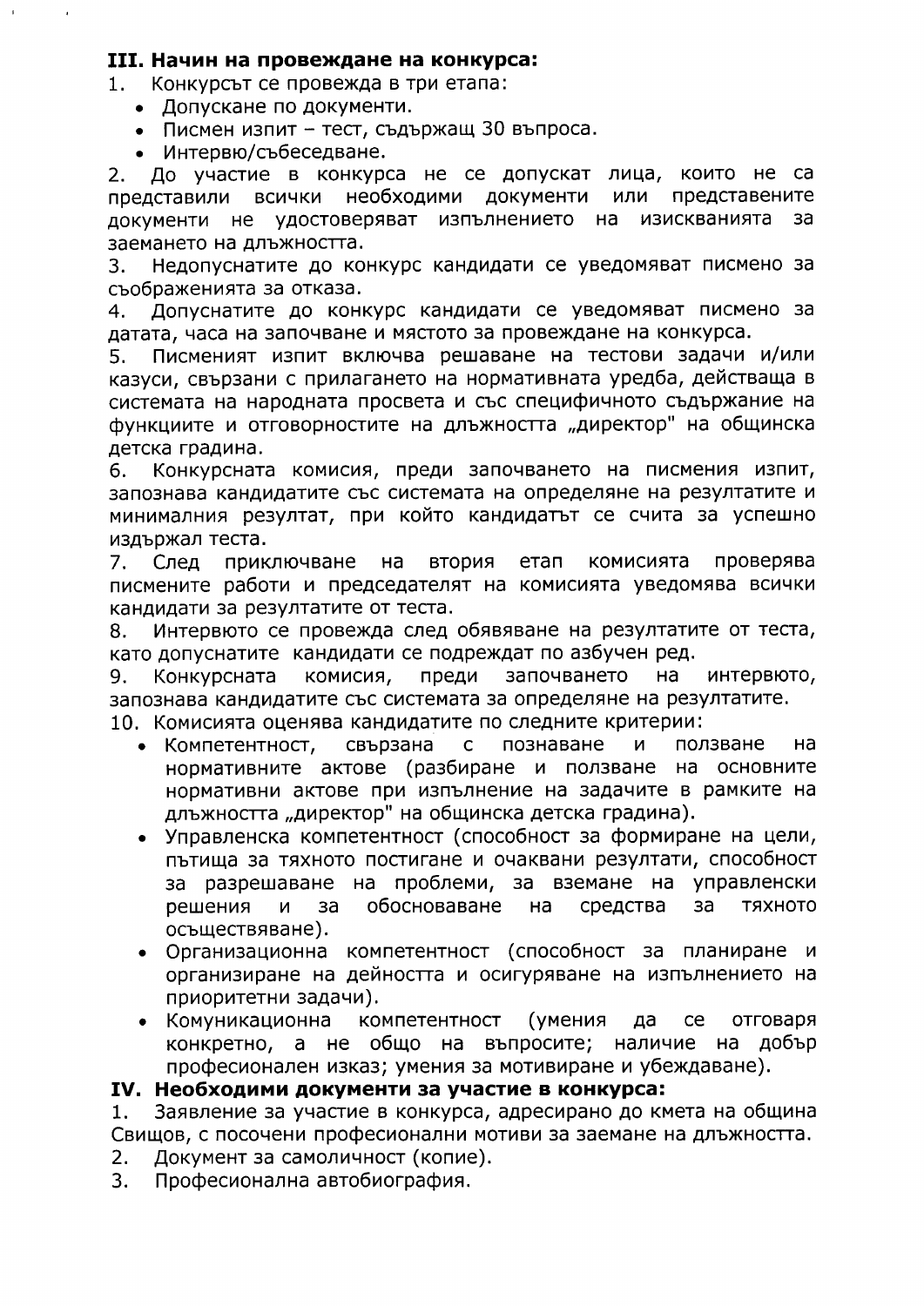### III. Начин на провеждане на конкурса:

1. Конкурсът се провежда в три етапа:
   - Допускане по документи.
   - Писмен изпит – тест, съдържащ 30 въпроса.
   - Интервю/събеседване.
2. До участие в конкурса не се допускат лица, които не са представили всички необходими документи или представените документи не удостоверяват изпълнението на изискванията за заемането на длъжността.
3. Недопуснатите до конкурс кандидати се уведомяват писмено за съображенията за отказа.
4. Допуснатите до конкурс кандидати се уведомяват писмено за датата, часа на започване и мястото за провеждане на конкурса.
5. Писменият изпит включва решаване на тестови задачи и/или казуси, свързани с прилагането на нормативната уредба, действаща в системата на народната просвета и със специфичното съдържание на функциите и отговорностите на длъжността „директор" на общинска детска градина.
6. Конкурсната комисия, преди започването на писмения изпит, запознава кандидатите със системата на определяне на резултатите и минималния резултат, при който кандидатът се счита за успешно издържал теста.
7. След приключване на втория етап комисията проверява писмените работи и председателят на комисията уведомява всички кандидати за резултатите от теста.
8. Интервюто се провежда след обявяване на резултатите от теста, като допуснатите кандидати се подреждат по азбучен ред.
9. Конкурсната комисия, преди започването на интервюто, запознава кандидатите със системата за определяне на резултатите.
10. Комисията оценява кандидатите по следните критерии:
    - Компетентност, свързана с познаване и ползване на нормативните актове (разбиране и ползване на основните нормативни актове при изпълнение на задачите в рамките на длъжността „директор" на общинска детска градина).
    - Управленска компетентност (способност за формиране на цели, пътища за тяхното постигане и очаквани резултати, способност за разрешаване на проблеми, за вземане на управленски решения и за обосноваване на средства за тяхното осъществяване).
    - Организационна компетентност (способност за планиране и организиране на дейността и осигуряване на изпълнението на приоритетни задачи).
    - Комуникационна компетентност (умения да се отговаря конкретно, а не общо на въпросите; наличие на добър професионален изказ; умения за мотивиране и убеждаване).

### IV. Необходими документи за участие в конкурса:

1. Заявление за участие в конкурса, адресирано до кмета на община Свищов, с посочени професионални мотиви за заемане на длъжността.
2. Документ за самоличност (копие).
3. Професионална автобиография.